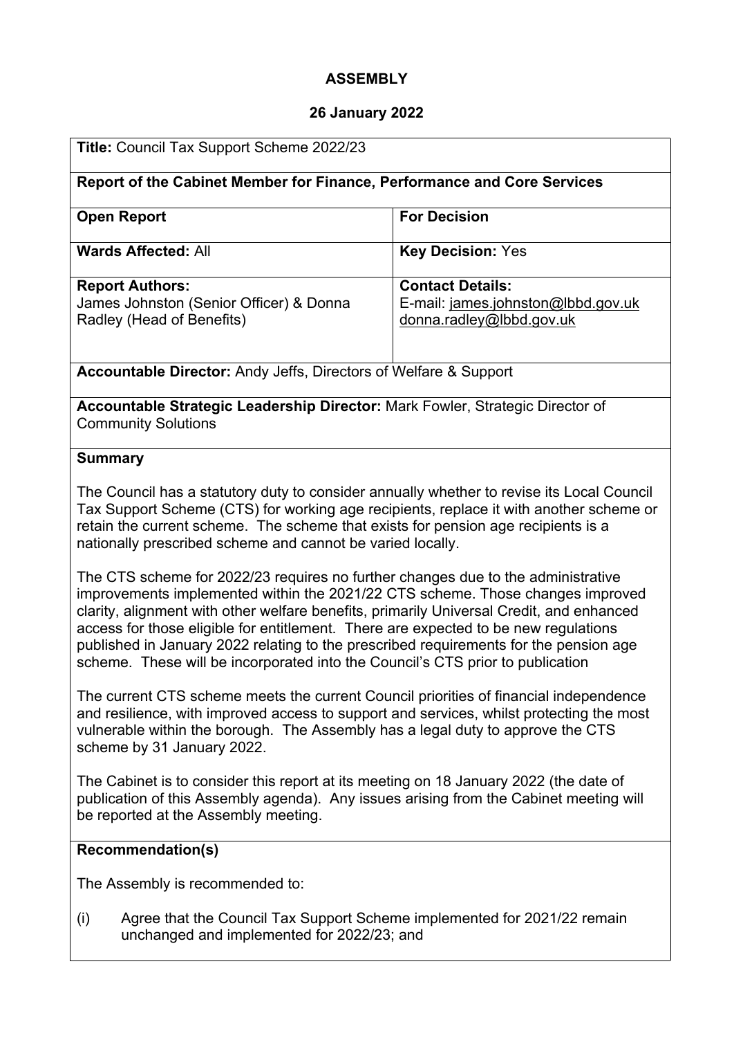**ASSEMBLY**

**26 January 2022**

**Title:** Council Tax Support Scheme 2022/23

**Report of the Cabinet Member for Finance, Performance and Core Services**

| **Open Report** | **For Decision** |
|---|---|
| **Wards Affected:** All | **Key Decision:** Yes |
| **Report Authors:** James Johnston (Senior Officer) & Donna Radley (Head of Benefits) | **Contact Details:** E-mail: james.johnston@lbbd.gov.uk donna.radley@lbbd.gov.uk |

**Accountable Director:** Andy Jeffs, Directors of Welfare & Support

**Accountable Strategic Leadership Director:** Mark Fowler, Strategic Director of Community Solutions

**Summary**

The Council has a statutory duty to consider annually whether to revise its Local Council Tax Support Scheme (CTS) for working age recipients, replace it with another scheme or retain the current scheme. The scheme that exists for pension age recipients is a nationally prescribed scheme and cannot be varied locally.

The CTS scheme for 2022/23 requires no further changes due to the administrative improvements implemented within the 2021/22 CTS scheme. Those changes improved clarity, alignment with other welfare benefits, primarily Universal Credit, and enhanced access for those eligible for entitlement. There are expected to be new regulations published in January 2022 relating to the prescribed requirements for the pension age scheme. These will be incorporated into the Council's CTS prior to publication

The current CTS scheme meets the current Council priorities of financial independence and resilience, with improved access to support and services, whilst protecting the most vulnerable within the borough. The Assembly has a legal duty to approve the CTS scheme by 31 January 2022.

The Cabinet is to consider this report at its meeting on 18 January 2022 (the date of publication of this Assembly agenda). Any issues arising from the Cabinet meeting will be reported at the Assembly meeting.

**Recommendation(s)**

The Assembly is recommended to:

(i) Agree that the Council Tax Support Scheme implemented for 2021/22 remain unchanged and implemented for 2022/23; and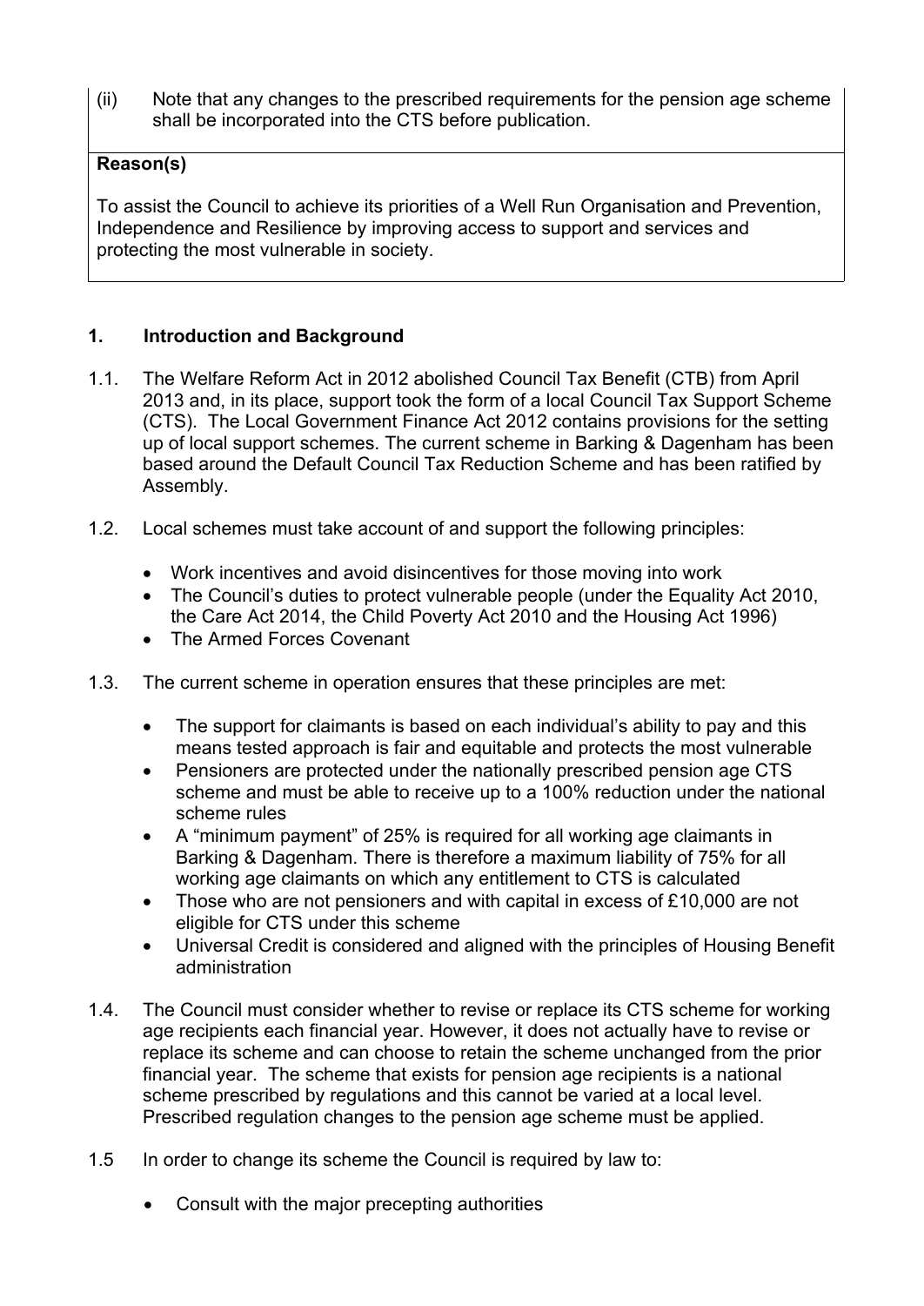(ii) Note that any changes to the prescribed requirements for the pension age scheme shall be incorporated into the CTS before publication.

**Reason(s)**

To assist the Council to achieve its priorities of a Well Run Organisation and Prevention, Independence and Resilience by improving access to support and services and protecting the most vulnerable in society.

## 1. Introduction and Background

1.1. The Welfare Reform Act in 2012 abolished Council Tax Benefit (CTB) from April 2013 and, in its place, support took the form of a local Council Tax Support Scheme (CTS). The Local Government Finance Act 2012 contains provisions for the setting up of local support schemes. The current scheme in Barking & Dagenham has been based around the Default Council Tax Reduction Scheme and has been ratified by Assembly.

1.2. Local schemes must take account of and support the following principles:

- Work incentives and avoid disincentives for those moving into work
- The Council's duties to protect vulnerable people (under the Equality Act 2010, the Care Act 2014, the Child Poverty Act 2010 and the Housing Act 1996)
- The Armed Forces Covenant

1.3. The current scheme in operation ensures that these principles are met:

- The support for claimants is based on each individual's ability to pay and this means tested approach is fair and equitable and protects the most vulnerable
- Pensioners are protected under the nationally prescribed pension age CTS scheme and must be able to receive up to a 100% reduction under the national scheme rules
- A "minimum payment" of 25% is required for all working age claimants in Barking & Dagenham. There is therefore a maximum liability of 75% for all working age claimants on which any entitlement to CTS is calculated
- Those who are not pensioners and with capital in excess of £10,000 are not eligible for CTS under this scheme
- Universal Credit is considered and aligned with the principles of Housing Benefit administration

1.4. The Council must consider whether to revise or replace its CTS scheme for working age recipients each financial year. However, it does not actually have to revise or replace its scheme and can choose to retain the scheme unchanged from the prior financial year. The scheme that exists for pension age recipients is a national scheme prescribed by regulations and this cannot be varied at a local level. Prescribed regulation changes to the pension age scheme must be applied.

1.5 In order to change its scheme the Council is required by law to:

- Consult with the major precepting authorities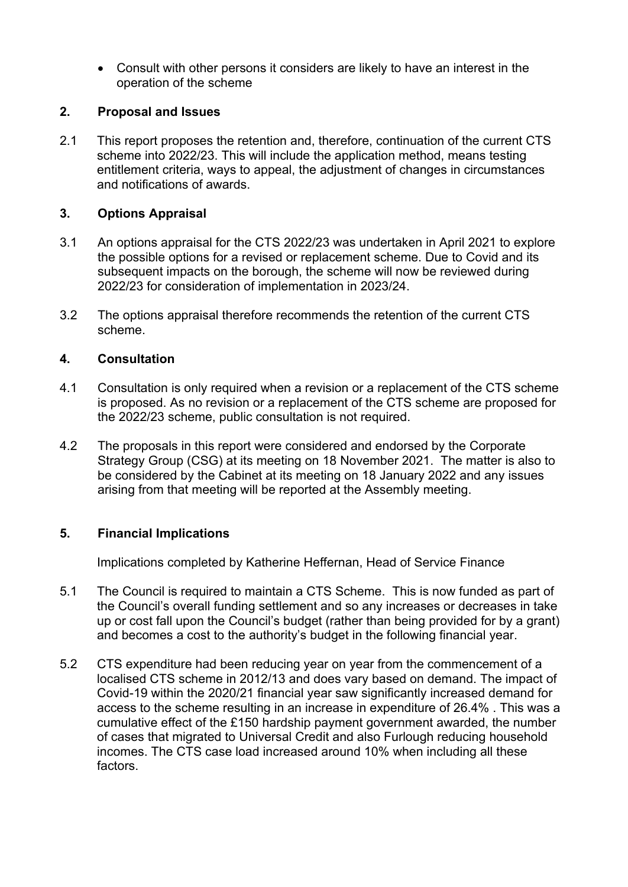- Consult with other persons it considers are likely to have an interest in the operation of the scheme

## 2. Proposal and Issues

2.1 This report proposes the retention and, therefore, continuation of the current CTS scheme into 2022/23. This will include the application method, means testing entitlement criteria, ways to appeal, the adjustment of changes in circumstances and notifications of awards.

## 3. Options Appraisal

3.1 An options appraisal for the CTS 2022/23 was undertaken in April 2021 to explore the possible options for a revised or replacement scheme. Due to Covid and its subsequent impacts on the borough, the scheme will now be reviewed during 2022/23 for consideration of implementation in 2023/24.

3.2 The options appraisal therefore recommends the retention of the current CTS scheme.

## 4. Consultation

4.1 Consultation is only required when a revision or a replacement of the CTS scheme is proposed. As no revision or a replacement of the CTS scheme are proposed for the 2022/23 scheme, public consultation is not required.

4.2 The proposals in this report were considered and endorsed by the Corporate Strategy Group (CSG) at its meeting on 18 November 2021. The matter is also to be considered by the Cabinet at its meeting on 18 January 2022 and any issues arising from that meeting will be reported at the Assembly meeting.

## 5. Financial Implications

Implications completed by Katherine Heffernan, Head of Service Finance

5.1 The Council is required to maintain a CTS Scheme. This is now funded as part of the Council's overall funding settlement and so any increases or decreases in take up or cost fall upon the Council's budget (rather than being provided for by a grant) and becomes a cost to the authority's budget in the following financial year.

5.2 CTS expenditure had been reducing year on year from the commencement of a localised CTS scheme in 2012/13 and does vary based on demand. The impact of Covid-19 within the 2020/21 financial year saw significantly increased demand for access to the scheme resulting in an increase in expenditure of 26.4% . This was a cumulative effect of the £150 hardship payment government awarded, the number of cases that migrated to Universal Credit and also Furlough reducing household incomes. The CTS case load increased around 10% when including all these factors.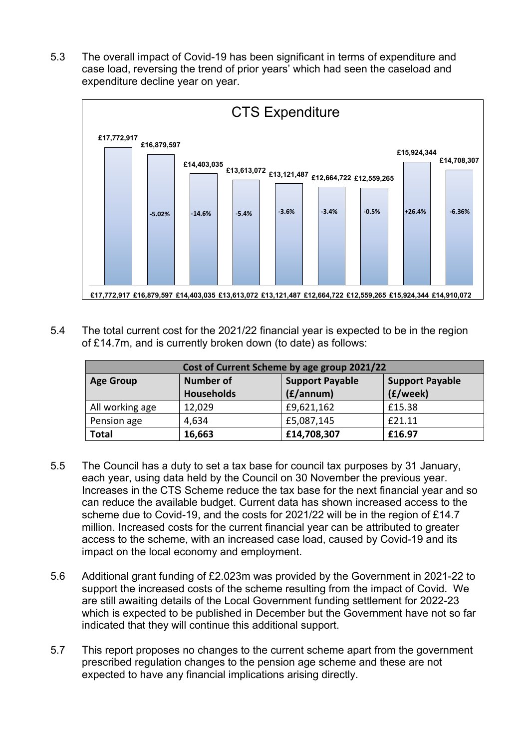5.3 The overall impact of Covid-19 has been significant in terms of expenditure and case load, reversing the trend of prior years' which had seen the caseload and expenditure decline year on year.

**CTS Expenditure**

| Bar label | £17,772,917 | £16,879,597 | £14,403,035 | £13,613,072 | £13,121,487 | £12,664,722 | £12,559,265 | £15,924,344 | £14,708,307 |
|---|---|---|---|---|---|---|---|---|---|
| Change | | -5.02% | -14.6% | -5.4% | -3.6% | -3.4% | -0.5% | +26.4% | -6.36% |
| Axis label | £17,772,917 | £16,879,597 | £14,403,035 | £13,613,072 | £13,121,487 | £12,664,722 | £12,559,265 | £15,924,344 | £14,910,072 |

5.4 The total current cost for the 2021/22 financial year is expected to be in the region of £14.7m, and is currently broken down (to date) as follows:

| Cost of Current Scheme by age group 2021/22 | | | |
|---|---|---|---|
| **Age Group** | **Number of Households** | **Support Payable (£/annum)** | **Support Payable (£/week)** |
| All working age | 12,029 | £9,621,162 | £15.38 |
| Pension age | 4,634 | £5,087,145 | £21.11 |
| **Total** | **16,663** | **£14,708,307** | **£16.97** |

5.5 The Council has a duty to set a tax base for council tax purposes by 31 January, each year, using data held by the Council on 30 November the previous year. Increases in the CTS Scheme reduce the tax base for the next financial year and so can reduce the available budget. Current data has shown increased access to the scheme due to Covid-19, and the costs for 2021/22 will be in the region of £14.7 million. Increased costs for the current financial year can be attributed to greater access to the scheme, with an increased case load, caused by Covid-19 and its impact on the local economy and employment.

5.6 Additional grant funding of £2.023m was provided by the Government in 2021-22 to support the increased costs of the scheme resulting from the impact of Covid. We are still awaiting details of the Local Government funding settlement for 2022-23 which is expected to be published in December but the Government have not so far indicated that they will continue this additional support.

5.7 This report proposes no changes to the current scheme apart from the government prescribed regulation changes to the pension age scheme and these are not expected to have any financial implications arising directly.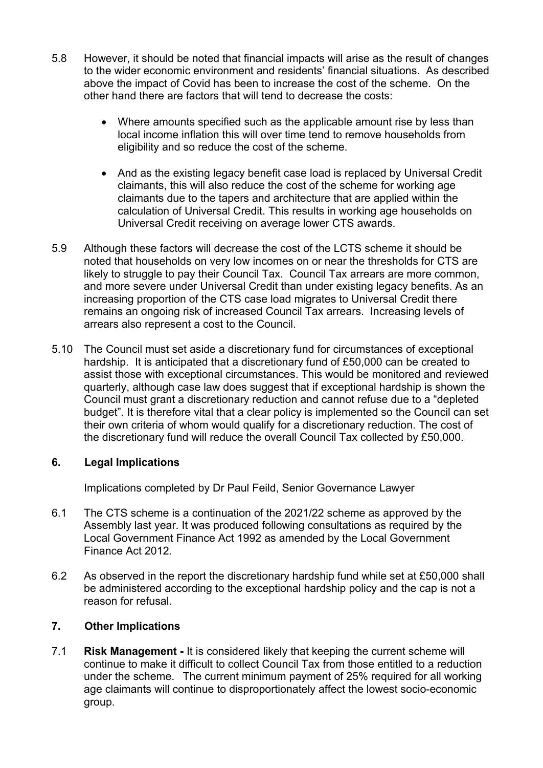5.8 However, it should be noted that financial impacts will arise as the result of changes to the wider economic environment and residents' financial situations. As described above the impact of Covid has been to increase the cost of the scheme. On the other hand there are factors that will tend to decrease the costs:

- Where amounts specified such as the applicable amount rise by less than local income inflation this will over time tend to remove households from eligibility and so reduce the cost of the scheme.

- And as the existing legacy benefit case load is replaced by Universal Credit claimants, this will also reduce the cost of the scheme for working age claimants due to the tapers and architecture that are applied within the calculation of Universal Credit. This results in working age households on Universal Credit receiving on average lower CTS awards.

5.9 Although these factors will decrease the cost of the LCTS scheme it should be noted that households on very low incomes on or near the thresholds for CTS are likely to struggle to pay their Council Tax. Council Tax arrears are more common, and more severe under Universal Credit than under existing legacy benefits. As an increasing proportion of the CTS case load migrates to Universal Credit there remains an ongoing risk of increased Council Tax arrears. Increasing levels of arrears also represent a cost to the Council.

5.10 The Council must set aside a discretionary fund for circumstances of exceptional hardship. It is anticipated that a discretionary fund of £50,000 can be created to assist those with exceptional circumstances. This would be monitored and reviewed quarterly, although case law does suggest that if exceptional hardship is shown the Council must grant a discretionary reduction and cannot refuse due to a "depleted budget". It is therefore vital that a clear policy is implemented so the Council can set their own criteria of whom would qualify for a discretionary reduction. The cost of the discretionary fund will reduce the overall Council Tax collected by £50,000.

## 6. Legal Implications

Implications completed by Dr Paul Feild, Senior Governance Lawyer

6.1 The CTS scheme is a continuation of the 2021/22 scheme as approved by the Assembly last year. It was produced following consultations as required by the Local Government Finance Act 1992 as amended by the Local Government Finance Act 2012.

6.2 As observed in the report the discretionary hardship fund while set at £50,000 shall be administered according to the exceptional hardship policy and the cap is not a reason for refusal.

## 7. Other Implications

7.1 **Risk Management -** It is considered likely that keeping the current scheme will continue to make it difficult to collect Council Tax from those entitled to a reduction under the scheme. The current minimum payment of 25% required for all working age claimants will continue to disproportionately affect the lowest socio-economic group.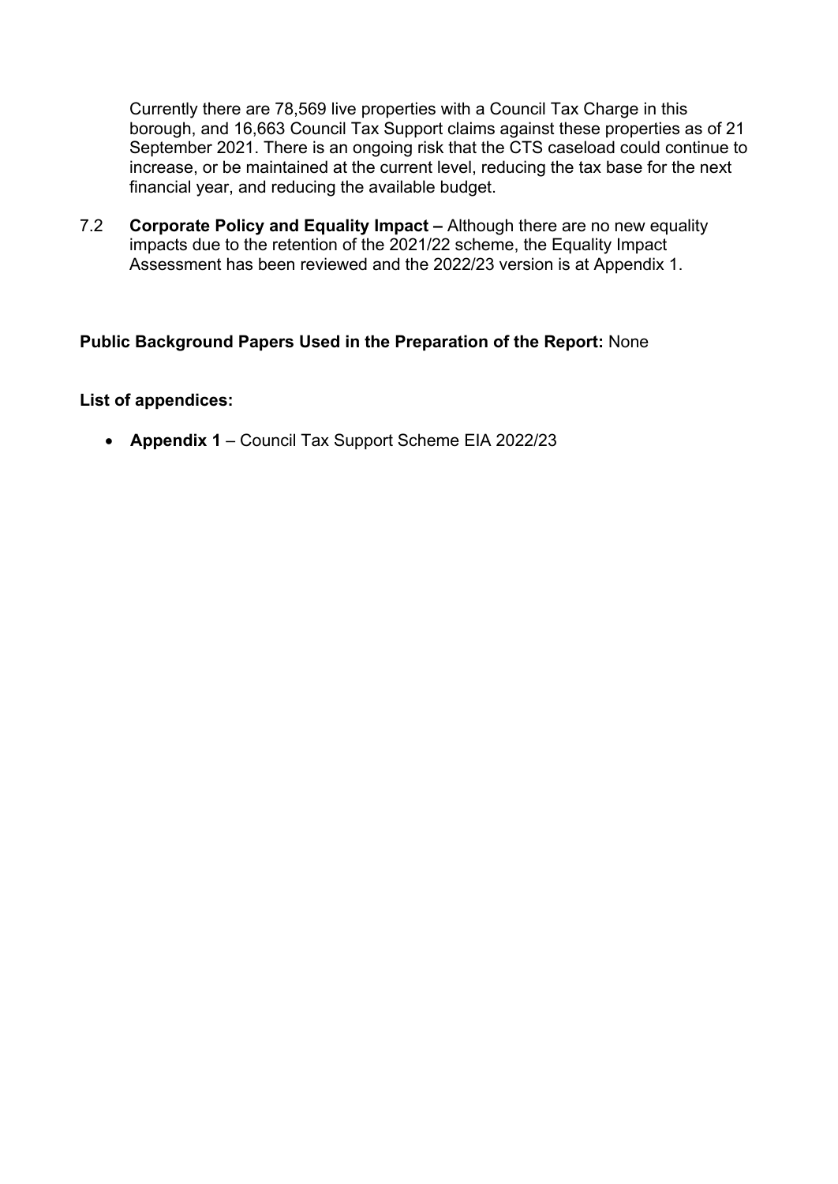Currently there are 78,569 live properties with a Council Tax Charge in this borough, and 16,663 Council Tax Support claims against these properties as of 21 September 2021. There is an ongoing risk that the CTS caseload could continue to increase, or be maintained at the current level, reducing the tax base for the next financial year, and reducing the available budget.

7.2 **Corporate Policy and Equality Impact –** Although there are no new equality impacts due to the retention of the 2021/22 scheme, the Equality Impact Assessment has been reviewed and the 2022/23 version is at Appendix 1.

**Public Background Papers Used in the Preparation of the Report:** None

**List of appendices:**

- **Appendix 1** – Council Tax Support Scheme EIA 2022/23